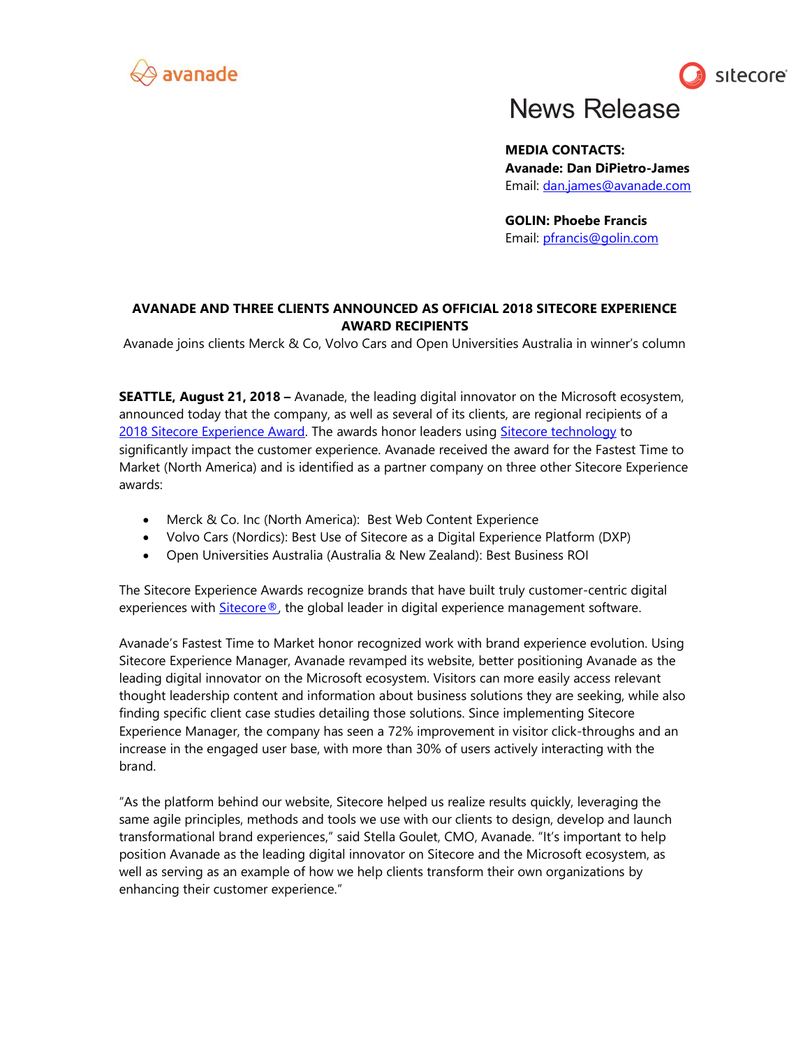avanade

sitecore®

# News Release

**MEDIA CONTACTS:**
**Avanade: Dan DiPietro-James**
Email: dan.james@avanade.com

**GOLIN: Phoebe Francis**
Email: pfrancis@golin.com

## AVANADE AND THREE CLIENTS ANNOUNCED AS OFFICIAL 2018 SITECORE EXPERIENCE AWARD RECIPIENTS

Avanade joins clients Merck & Co, Volvo Cars and Open Universities Australia in winner's column

**SEATTLE, August 21, 2018 –** Avanade, the leading digital innovator on the Microsoft ecosystem, announced today that the company, as well as several of its clients, are regional recipients of a 2018 Sitecore Experience Award. The awards honor leaders using Sitecore technology to significantly impact the customer experience. Avanade received the award for the Fastest Time to Market (North America) and is identified as a partner company on three other Sitecore Experience awards:

- Merck & Co. Inc (North America): Best Web Content Experience
- Volvo Cars (Nordics): Best Use of Sitecore as a Digital Experience Platform (DXP)
- Open Universities Australia (Australia & New Zealand): Best Business ROI

The Sitecore Experience Awards recognize brands that have built truly customer-centric digital experiences with Sitecore®, the global leader in digital experience management software.

Avanade's Fastest Time to Market honor recognized work with brand experience evolution. Using Sitecore Experience Manager, Avanade revamped its website, better positioning Avanade as the leading digital innovator on the Microsoft ecosystem. Visitors can more easily access relevant thought leadership content and information about business solutions they are seeking, while also finding specific client case studies detailing those solutions. Since implementing Sitecore Experience Manager, the company has seen a 72% improvement in visitor click-throughs and an increase in the engaged user base, with more than 30% of users actively interacting with the brand.

"As the platform behind our website, Sitecore helped us realize results quickly, leveraging the same agile principles, methods and tools we use with our clients to design, develop and launch transformational brand experiences," said Stella Goulet, CMO, Avanade. "It's important to help position Avanade as the leading digital innovator on Sitecore and the Microsoft ecosystem, as well as serving as an example of how we help clients transform their own organizations by enhancing their customer experience."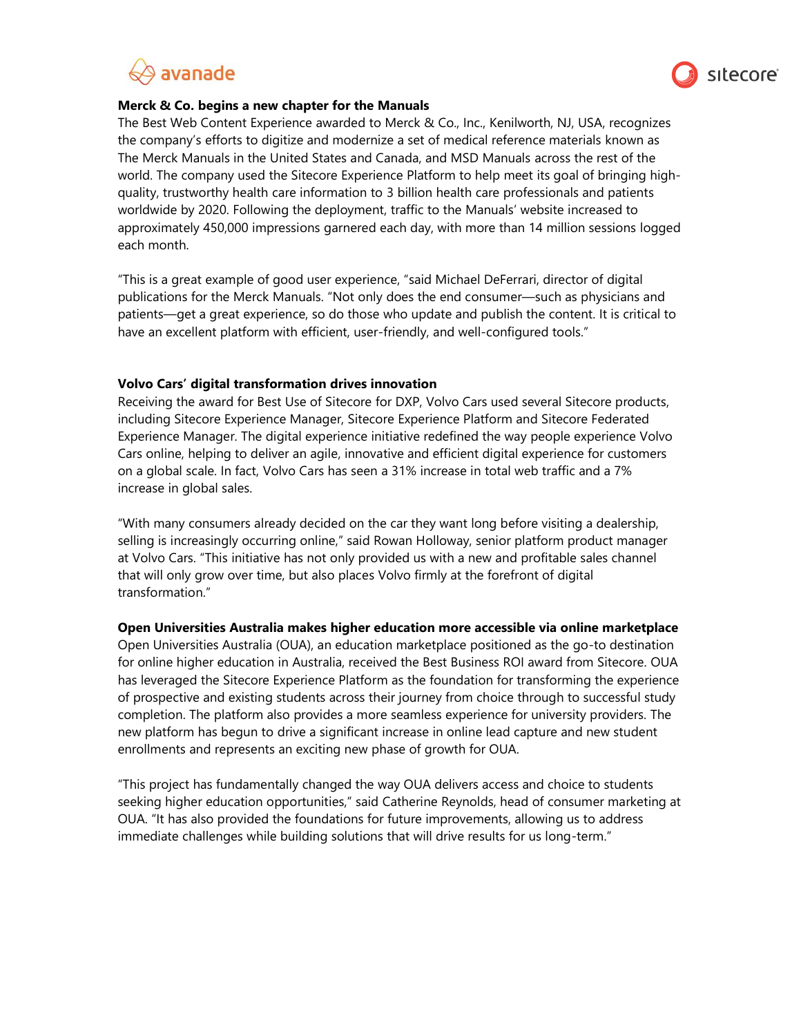**Merck & Co. begins a new chapter for the Manuals**

The Best Web Content Experience awarded to Merck & Co., Inc., Kenilworth, NJ, USA, recognizes the company's efforts to digitize and modernize a set of medical reference materials known as The Merck Manuals in the United States and Canada, and MSD Manuals across the rest of the world. The company used the Sitecore Experience Platform to help meet its goal of bringing high-quality, trustworthy health care information to 3 billion health care professionals and patients worldwide by 2020. Following the deployment, traffic to the Manuals' website increased to approximately 450,000 impressions garnered each day, with more than 14 million sessions logged each month.

"This is a great example of good user experience, "said Michael DeFerrari, director of digital publications for the Merck Manuals. "Not only does the end consumer—such as physicians and patients—get a great experience, so do those who update and publish the content. It is critical to have an excellent platform with efficient, user-friendly, and well-configured tools."

**Volvo Cars' digital transformation drives innovation**

Receiving the award for Best Use of Sitecore for DXP, Volvo Cars used several Sitecore products, including Sitecore Experience Manager, Sitecore Experience Platform and Sitecore Federated Experience Manager. The digital experience initiative redefined the way people experience Volvo Cars online, helping to deliver an agile, innovative and efficient digital experience for customers on a global scale. In fact, Volvo Cars has seen a 31% increase in total web traffic and a 7% increase in global sales.

"With many consumers already decided on the car they want long before visiting a dealership, selling is increasingly occurring online," said Rowan Holloway, senior platform product manager at Volvo Cars. "This initiative has not only provided us with a new and profitable sales channel that will only grow over time, but also places Volvo firmly at the forefront of digital transformation."

**Open Universities Australia makes higher education more accessible via online marketplace**

Open Universities Australia (OUA), an education marketplace positioned as the go-to destination for online higher education in Australia, received the Best Business ROI award from Sitecore. OUA has leveraged the Sitecore Experience Platform as the foundation for transforming the experience of prospective and existing students across their journey from choice through to successful study completion. The platform also provides a more seamless experience for university providers. The new platform has begun to drive a significant increase in online lead capture and new student enrollments and represents an exciting new phase of growth for OUA.

"This project has fundamentally changed the way OUA delivers access and choice to students seeking higher education opportunities," said Catherine Reynolds, head of consumer marketing at OUA. "It has also provided the foundations for future improvements, allowing us to address immediate challenges while building solutions that will drive results for us long-term."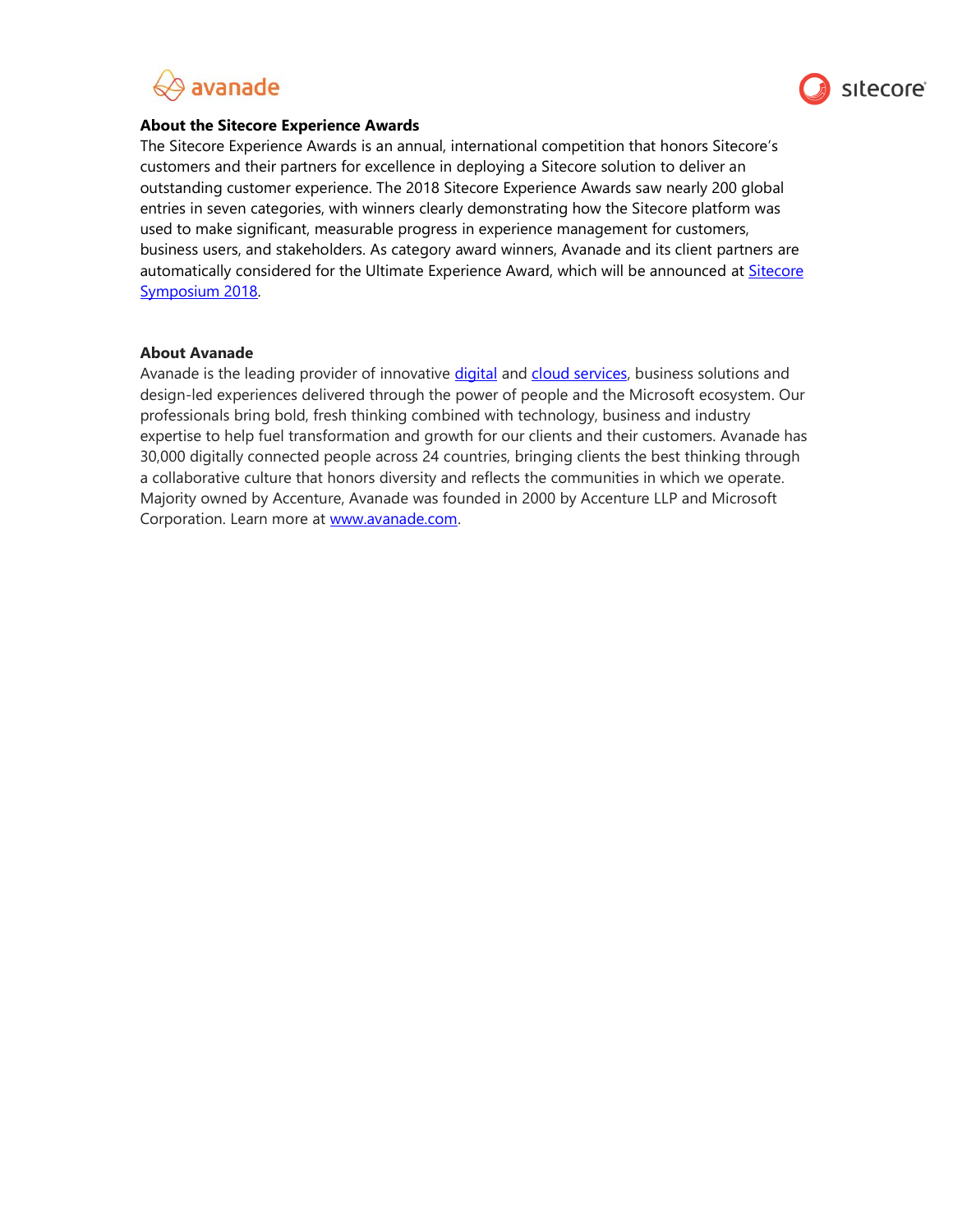## About the Sitecore Experience Awards

The Sitecore Experience Awards is an annual, international competition that honors Sitecore's customers and their partners for excellence in deploying a Sitecore solution to deliver an outstanding customer experience. The 2018 Sitecore Experience Awards saw nearly 200 global entries in seven categories, with winners clearly demonstrating how the Sitecore platform was used to make significant, measurable progress in experience management for customers, business users, and stakeholders. As category award winners, Avanade and its client partners are automatically considered for the Ultimate Experience Award, which will be announced at Sitecore Symposium 2018.

## About Avanade

Avanade is the leading provider of innovative digital and cloud services, business solutions and design-led experiences delivered through the power of people and the Microsoft ecosystem. Our professionals bring bold, fresh thinking combined with technology, business and industry expertise to help fuel transformation and growth for our clients and their customers. Avanade has 30,000 digitally connected people across 24 countries, bringing clients the best thinking through a collaborative culture that honors diversity and reflects the communities in which we operate. Majority owned by Accenture, Avanade was founded in 2000 by Accenture LLP and Microsoft Corporation. Learn more at www.avanade.com.